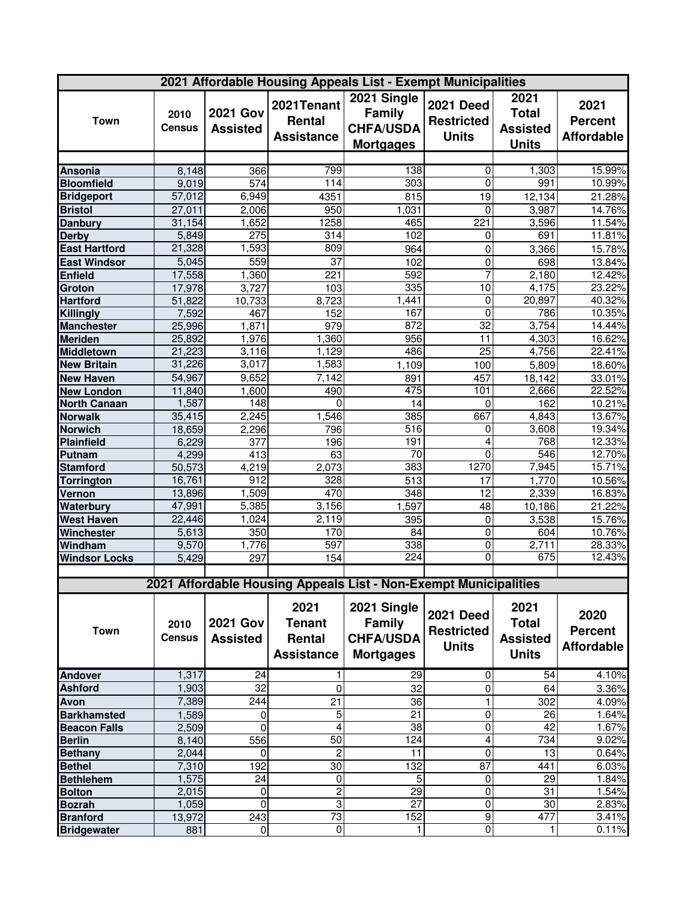## 2021 Affordable Housing Appeals List - Exempt Municipalities

| Town | 2010 Census | 2021 Gov Assisted | 2021Tenant Rental Assistance | 2021 Single Family CHFA/USDA Mortgages | 2021 Deed Restricted Units | 2021 Total Assisted Units | 2021 Percent Affordable |
|---|---|---|---|---|---|---|---|
| Ansonia | 8,148 | 366 | 799 | 138 | 0 | 1,303 | 15.99% |
| Bloomfield | 9,019 | 574 | 114 | 303 | 0 | 991 | 10.99% |
| Bridgeport | 57,012 | 6,949 | 4351 | 815 | 19 | 12,134 | 21.28% |
| Bristol | 27,011 | 2,006 | 950 | 1,031 | 0 | 3,987 | 14.76% |
| Danbury | 31,154 | 1,652 | 1258 | 465 | 221 | 3,596 | 11.54% |
| Derby | 5,849 | 275 | 314 | 102 | 0 | 691 | 11.81% |
| East Hartford | 21,328 | 1,593 | 809 | 964 | 0 | 3,366 | 15.78% |
| East Windsor | 5,045 | 559 | 37 | 102 | 0 | 698 | 13.84% |
| Enfield | 17,558 | 1,360 | 221 | 592 | 7 | 2,180 | 12.42% |
| Groton | 17,978 | 3,727 | 103 | 335 | 10 | 4,175 | 23.22% |
| Hartford | 51,822 | 10,733 | 8,723 | 1,441 | 0 | 20,897 | 40.32% |
| Killingly | 7,592 | 467 | 152 | 167 | 0 | 786 | 10.35% |
| Manchester | 25,996 | 1,871 | 979 | 872 | 32 | 3,754 | 14.44% |
| Meriden | 25,892 | 1,976 | 1,360 | 956 | 11 | 4,303 | 16.62% |
| Middletown | 21,223 | 3,116 | 1,129 | 486 | 25 | 4,756 | 22.41% |
| New Britain | 31,226 | 3,017 | 1,583 | 1,109 | 100 | 5,809 | 18.60% |
| New Haven | 54,967 | 9,652 | 7,142 | 891 | 457 | 18,142 | 33.01% |
| New London | 11,840 | 1,600 | 490 | 475 | 101 | 2,666 | 22.52% |
| North Canaan | 1,587 | 148 | 0 | 14 | 0 | 162 | 10.21% |
| Norwalk | 35,415 | 2,245 | 1,546 | 385 | 667 | 4,843 | 13.67% |
| Norwich | 18,659 | 2,296 | 796 | 516 | 0 | 3,608 | 19.34% |
| Plainfield | 6,229 | 377 | 196 | 191 | 4 | 768 | 12.33% |
| Putnam | 4,299 | 413 | 63 | 70 | 0 | 546 | 12.70% |
| Stamford | 50,573 | 4,219 | 2,073 | 383 | 1270 | 7,945 | 15.71% |
| Torrington | 16,761 | 912 | 328 | 513 | 17 | 1,770 | 10.56% |
| Vernon | 13,896 | 1,509 | 470 | 348 | 12 | 2,339 | 16.83% |
| Waterbury | 47,991 | 5,385 | 3,156 | 1,597 | 48 | 10,186 | 21.22% |
| West Haven | 22,446 | 1,024 | 2,119 | 395 | 0 | 3,538 | 15.76% |
| Winchester | 5,613 | 350 | 170 | 84 | 0 | 604 | 10.76% |
| Windham | 9,570 | 1,776 | 597 | 338 | 0 | 2,711 | 28.33% |
| Windsor Locks | 5,429 | 297 | 154 | 224 | 0 | 675 | 12.43% |

## 2021 Affordable Housing Appeals List - Non-Exempt Municipalities

| Town | 2010 Census | 2021 Gov Assisted | 2021 Tenant Rental Assistance | 2021 Single Family CHFA/USDA Mortgages | 2021 Deed Restricted Units | 2021 Total Assisted Units | 2020 Percent Affordable |
|---|---|---|---|---|---|---|---|
| Andover | 1,317 | 24 | 1 | 29 | 0 | 54 | 4.10% |
| Ashford | 1,903 | 32 | 0 | 32 | 0 | 64 | 3.36% |
| Avon | 7,389 | 244 | 21 | 36 | 1 | 302 | 4.09% |
| Barkhamsted | 1,589 | 0 | 5 | 21 | 0 | 26 | 1.64% |
| Beacon Falls | 2,509 | 0 | 4 | 38 | 0 | 42 | 1.67% |
| Berlin | 8,140 | 556 | 50 | 124 | 4 | 734 | 9.02% |
| Bethany | 2,044 | 0 | 2 | 11 | 0 | 13 | 0.64% |
| Bethel | 7,310 | 192 | 30 | 132 | 87 | 441 | 6.03% |
| Bethlehem | 1,575 | 24 | 0 | 5 | 0 | 29 | 1.84% |
| Bolton | 2,015 | 0 | 2 | 29 | 0 | 31 | 1.54% |
| Bozrah | 1,059 | 0 | 3 | 27 | 0 | 30 | 2.83% |
| Branford | 13,972 | 243 | 73 | 152 | 9 | 477 | 3.41% |
| Bridgewater | 881 | 0 | 0 | 1 | 0 | 1 | 0.11% |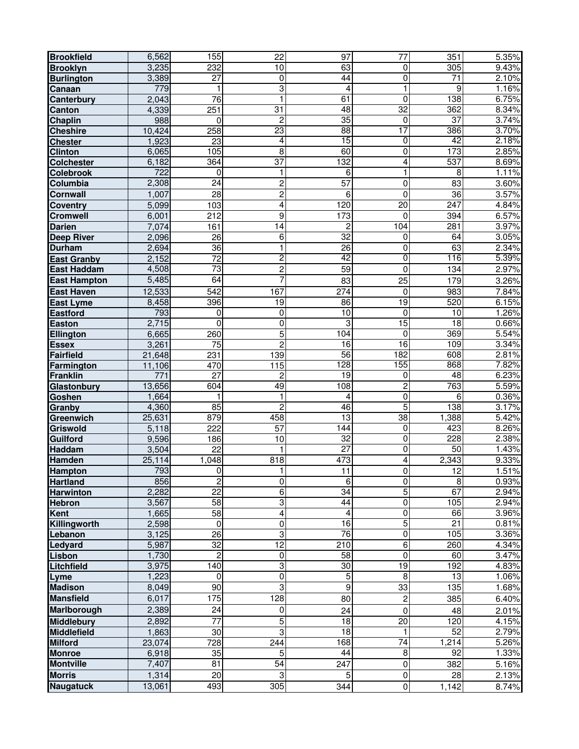| | | | | | | | |
|---|---|---|---|---|---|---|---|
| **Brookfield** | 6,562 | 155 | 22 | 97 | 77 | 351 | 5.35% |
| **Brooklyn** | 3,235 | 232 | 10 | 63 | 0 | 305 | 9.43% |
| **Burlington** | 3,389 | 27 | 0 | 44 | 0 | 71 | 2.10% |
| **Canaan** | 779 | 1 | 3 | 4 | 1 | 9 | 1.16% |
| **Canterbury** | 2,043 | 76 | 1 | 61 | 0 | 138 | 6.75% |
| **Canton** | 4,339 | 251 | 31 | 48 | 32 | 362 | 8.34% |
| **Chaplin** | 988 | 0 | 2 | 35 | 0 | 37 | 3.74% |
| **Cheshire** | 10,424 | 258 | 23 | 88 | 17 | 386 | 3.70% |
| **Chester** | 1,923 | 23 | 4 | 15 | 0 | 42 | 2.18% |
| **Clinton** | 6,065 | 105 | 8 | 60 | 0 | 173 | 2.85% |
| **Colchester** | 6,182 | 364 | 37 | 132 | 4 | 537 | 8.69% |
| **Colebrook** | 722 | 0 | 1 | 6 | 1 | 8 | 1.11% |
| **Columbia** | 2,308 | 24 | 2 | 57 | 0 | 83 | 3.60% |
| **Cornwall** | 1,007 | 28 | 2 | 6 | 0 | 36 | 3.57% |
| **Coventry** | 5,099 | 103 | 4 | 120 | 20 | 247 | 4.84% |
| **Cromwell** | 6,001 | 212 | 9 | 173 | 0 | 394 | 6.57% |
| **Darien** | 7,074 | 161 | 14 | 2 | 104 | 281 | 3.97% |
| **Deep River** | 2,096 | 26 | 6 | 32 | 0 | 64 | 3.05% |
| **Durham** | 2,694 | 36 | 1 | 26 | 0 | 63 | 2.34% |
| **East Granby** | 2,152 | 72 | 2 | 42 | 0 | 116 | 5.39% |
| **East Haddam** | 4,508 | 73 | 2 | 59 | 0 | 134 | 2.97% |
| **East Hampton** | 5,485 | 64 | 7 | 83 | 25 | 179 | 3.26% |
| **East Haven** | 12,533 | 542 | 167 | 274 | 0 | 983 | 7.84% |
| **East Lyme** | 8,458 | 396 | 19 | 86 | 19 | 520 | 6.15% |
| **Eastford** | 793 | 0 | 0 | 10 | 0 | 10 | 1.26% |
| **Easton** | 2,715 | 0 | 0 | 3 | 15 | 18 | 0.66% |
| **Ellington** | 6,665 | 260 | 5 | 104 | 0 | 369 | 5.54% |
| **Essex** | 3,261 | 75 | 2 | 16 | 16 | 109 | 3.34% |
| **Fairfield** | 21,648 | 231 | 139 | 56 | 182 | 608 | 2.81% |
| **Farmington** | 11,106 | 470 | 115 | 128 | 155 | 868 | 7.82% |
| **Franklin** | 771 | 27 | 2 | 19 | 0 | 48 | 6.23% |
| **Glastonbury** | 13,656 | 604 | 49 | 108 | 2 | 763 | 5.59% |
| **Goshen** | 1,664 | 1 | 1 | 4 | 0 | 6 | 0.36% |
| **Granby** | 4,360 | 85 | 2 | 46 | 5 | 138 | 3.17% |
| **Greenwich** | 25,631 | 879 | 458 | 13 | 38 | 1,388 | 5.42% |
| **Griswold** | 5,118 | 222 | 57 | 144 | 0 | 423 | 8.26% |
| **Guilford** | 9,596 | 186 | 10 | 32 | 0 | 228 | 2.38% |
| **Haddam** | 3,504 | 22 | 1 | 27 | 0 | 50 | 1.43% |
| **Hamden** | 25,114 | 1,048 | 818 | 473 | 4 | 2,343 | 9.33% |
| **Hampton** | 793 | 0 | 1 | 11 | 0 | 12 | 1.51% |
| **Hartland** | 856 | 2 | 0 | 6 | 0 | 8 | 0.93% |
| **Harwinton** | 2,282 | 22 | 6 | 34 | 5 | 67 | 2.94% |
| **Hebron** | 3,567 | 58 | 3 | 44 | 0 | 105 | 2.94% |
| **Kent** | 1,665 | 58 | 4 | 4 | 0 | 66 | 3.96% |
| **Killingworth** | 2,598 | 0 | 0 | 16 | 5 | 21 | 0.81% |
| **Lebanon** | 3,125 | 26 | 3 | 76 | 0 | 105 | 3.36% |
| **Ledyard** | 5,987 | 32 | 12 | 210 | 6 | 260 | 4.34% |
| **Lisbon** | 1,730 | 2 | 0 | 58 | 0 | 60 | 3.47% |
| **Litchfield** | 3,975 | 140 | 3 | 30 | 19 | 192 | 4.83% |
| **Lyme** | 1,223 | 0 | 0 | 5 | 8 | 13 | 1.06% |
| **Madison** | 8,049 | 90 | 3 | 9 | 33 | 135 | 1.68% |
| **Mansfield** | 6,017 | 175 | 128 | 80 | 2 | 385 | 6.40% |
| **Marlborough** | 2,389 | 24 | 0 | 24 | 0 | 48 | 2.01% |
| **Middlebury** | 2,892 | 77 | 5 | 18 | 20 | 120 | 4.15% |
| **Middlefield** | 1,863 | 30 | 3 | 18 | 1 | 52 | 2.79% |
| **Milford** | 23,074 | 728 | 244 | 168 | 74 | 1,214 | 5.26% |
| **Monroe** | 6,918 | 35 | 5 | 44 | 8 | 92 | 1.33% |
| **Montville** | 7,407 | 81 | 54 | 247 | 0 | 382 | 5.16% |
| **Morris** | 1,314 | 20 | 3 | 5 | 0 | 28 | 2.13% |
| **Naugatuck** | 13,061 | 493 | 305 | 344 | 0 | 1,142 | 8.74% |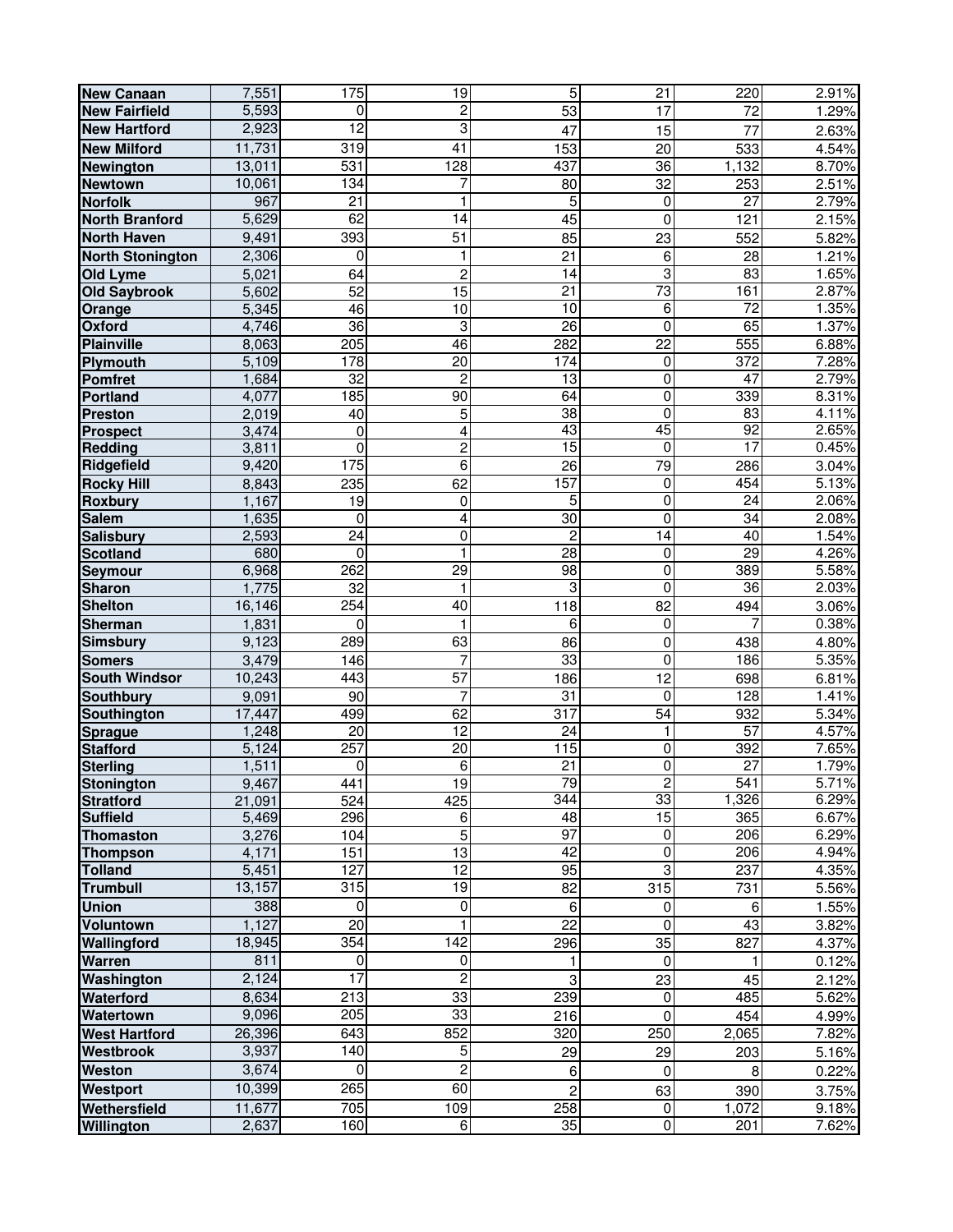| | | | | | | | |
|---|---|---|---|---|---|---|---|
| **New Canaan** | 7,551 | 175 | 19 | 5 | 21 | 220 | 2.91% |
| **New Fairfield** | 5,593 | 0 | 2 | 53 | 17 | 72 | 1.29% |
| **New Hartford** | 2,923 | 12 | 3 | 47 | 15 | 77 | 2.63% |
| **New Milford** | 11,731 | 319 | 41 | 153 | 20 | 533 | 4.54% |
| **Newington** | 13,011 | 531 | 128 | 437 | 36 | 1,132 | 8.70% |
| **Newtown** | 10,061 | 134 | 7 | 80 | 32 | 253 | 2.51% |
| **Norfolk** | 967 | 21 | 1 | 5 | 0 | 27 | 2.79% |
| **North Branford** | 5,629 | 62 | 14 | 45 | 0 | 121 | 2.15% |
| **North Haven** | 9,491 | 393 | 51 | 85 | 23 | 552 | 5.82% |
| **North Stonington** | 2,306 | 0 | 1 | 21 | 6 | 28 | 1.21% |
| **Old Lyme** | 5,021 | 64 | 2 | 14 | 3 | 83 | 1.65% |
| **Old Saybrook** | 5,602 | 52 | 15 | 21 | 73 | 161 | 2.87% |
| **Orange** | 5,345 | 46 | 10 | 10 | 6 | 72 | 1.35% |
| **Oxford** | 4,746 | 36 | 3 | 26 | 0 | 65 | 1.37% |
| **Plainville** | 8,063 | 205 | 46 | 282 | 22 | 555 | 6.88% |
| **Plymouth** | 5,109 | 178 | 20 | 174 | 0 | 372 | 7.28% |
| **Pomfret** | 1,684 | 32 | 2 | 13 | 0 | 47 | 2.79% |
| **Portland** | 4,077 | 185 | 90 | 64 | 0 | 339 | 8.31% |
| **Preston** | 2,019 | 40 | 5 | 38 | 0 | 83 | 4.11% |
| **Prospect** | 3,474 | 0 | 4 | 43 | 45 | 92 | 2.65% |
| **Redding** | 3,811 | 0 | 2 | 15 | 0 | 17 | 0.45% |
| **Ridgefield** | 9,420 | 175 | 6 | 26 | 79 | 286 | 3.04% |
| **Rocky Hill** | 8,843 | 235 | 62 | 157 | 0 | 454 | 5.13% |
| **Roxbury** | 1,167 | 19 | 0 | 5 | 0 | 24 | 2.06% |
| **Salem** | 1,635 | 0 | 4 | 30 | 0 | 34 | 2.08% |
| **Salisbury** | 2,593 | 24 | 0 | 2 | 14 | 40 | 1.54% |
| **Scotland** | 680 | 0 | 1 | 28 | 0 | 29 | 4.26% |
| **Seymour** | 6,968 | 262 | 29 | 98 | 0 | 389 | 5.58% |
| **Sharon** | 1,775 | 32 | 1 | 3 | 0 | 36 | 2.03% |
| **Shelton** | 16,146 | 254 | 40 | 118 | 82 | 494 | 3.06% |
| **Sherman** | 1,831 | 0 | 1 | 6 | 0 | 7 | 0.38% |
| **Simsbury** | 9,123 | 289 | 63 | 86 | 0 | 438 | 4.80% |
| **Somers** | 3,479 | 146 | 7 | 33 | 0 | 186 | 5.35% |
| **South Windsor** | 10,243 | 443 | 57 | 186 | 12 | 698 | 6.81% |
| **Southbury** | 9,091 | 90 | 7 | 31 | 0 | 128 | 1.41% |
| **Southington** | 17,447 | 499 | 62 | 317 | 54 | 932 | 5.34% |
| **Sprague** | 1,248 | 20 | 12 | 24 | 1 | 57 | 4.57% |
| **Stafford** | 5,124 | 257 | 20 | 115 | 0 | 392 | 7.65% |
| **Sterling** | 1,511 | 0 | 6 | 21 | 0 | 27 | 1.79% |
| **Stonington** | 9,467 | 441 | 19 | 79 | 2 | 541 | 5.71% |
| **Stratford** | 21,091 | 524 | 425 | 344 | 33 | 1,326 | 6.29% |
| **Suffield** | 5,469 | 296 | 6 | 48 | 15 | 365 | 6.67% |
| **Thomaston** | 3,276 | 104 | 5 | 97 | 0 | 206 | 6.29% |
| **Thompson** | 4,171 | 151 | 13 | 42 | 0 | 206 | 4.94% |
| **Tolland** | 5,451 | 127 | 12 | 95 | 3 | 237 | 4.35% |
| **Trumbull** | 13,157 | 315 | 19 | 82 | 315 | 731 | 5.56% |
| **Union** | 388 | 0 | 0 | 6 | 0 | 6 | 1.55% |
| **Voluntown** | 1,127 | 20 | 1 | 22 | 0 | 43 | 3.82% |
| **Wallingford** | 18,945 | 354 | 142 | 296 | 35 | 827 | 4.37% |
| **Warren** | 811 | 0 | 0 | 1 | 0 | 1 | 0.12% |
| **Washington** | 2,124 | 17 | 2 | 3 | 23 | 45 | 2.12% |
| **Waterford** | 8,634 | 213 | 33 | 239 | 0 | 485 | 5.62% |
| **Watertown** | 9,096 | 205 | 33 | 216 | 0 | 454 | 4.99% |
| **West Hartford** | 26,396 | 643 | 852 | 320 | 250 | 2,065 | 7.82% |
| **Westbrook** | 3,937 | 140 | 5 | 29 | 29 | 203 | 5.16% |
| **Weston** | 3,674 | 0 | 2 | 6 | 0 | 8 | 0.22% |
| **Westport** | 10,399 | 265 | 60 | 2 | 63 | 390 | 3.75% |
| **Wethersfield** | 11,677 | 705 | 109 | 258 | 0 | 1,072 | 9.18% |
| **Willington** | 2,637 | 160 | 6 | 35 | 0 | 201 | 7.62% |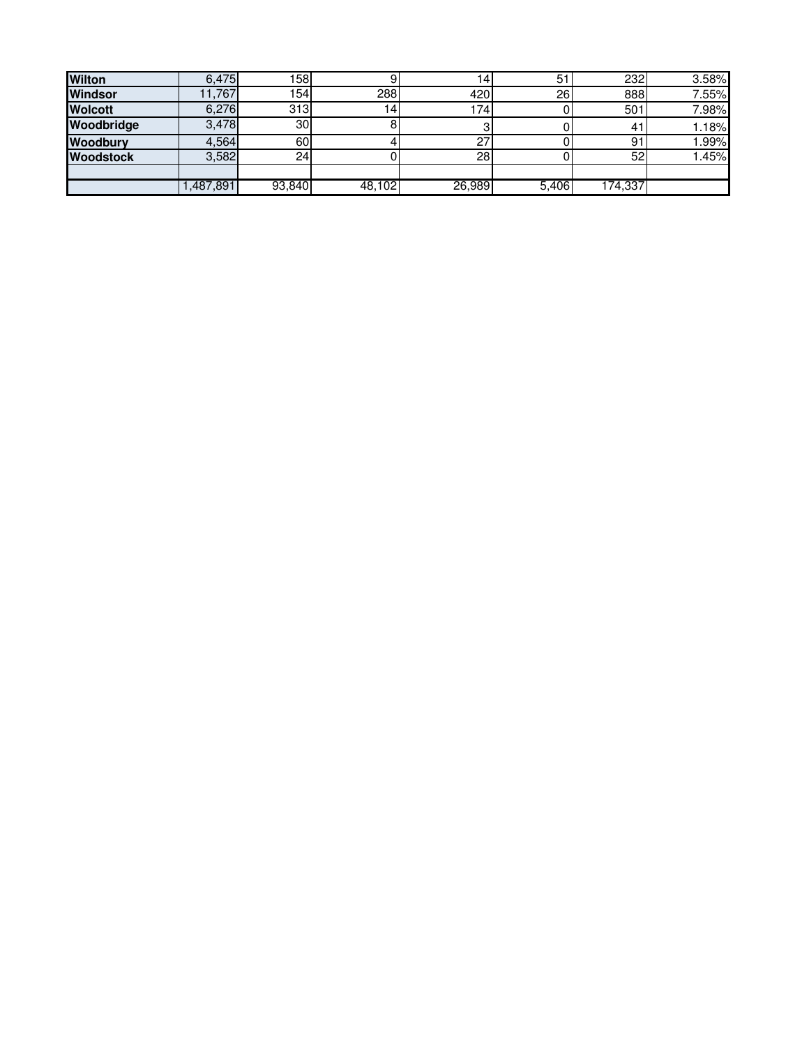| | | | | | | | |
|---|---|---|---|---|---|---|---|
| **Wilton** | 6,475 | 158 | 9 | 14 | 51 | 232 | 3.58% |
| **Windsor** | 11,767 | 154 | 288 | 420 | 26 | 888 | 7.55% |
| **Wolcott** | 6,276 | 313 | 14 | 174 | 0 | 501 | 7.98% |
| **Woodbridge** | 3,478 | 30 | 8 | 3 | 0 | 41 | 1.18% |
| **Woodbury** | 4,564 | 60 | 4 | 27 | 0 | 91 | 1.99% |
| **Woodstock** | 3,582 | 24 | 0 | 28 | 0 | 52 | 1.45% |
| | | | | | | | |
| | 1,487,891 | 93,840 | 48,102 | 26,989 | 5,406 | 174,337 | |